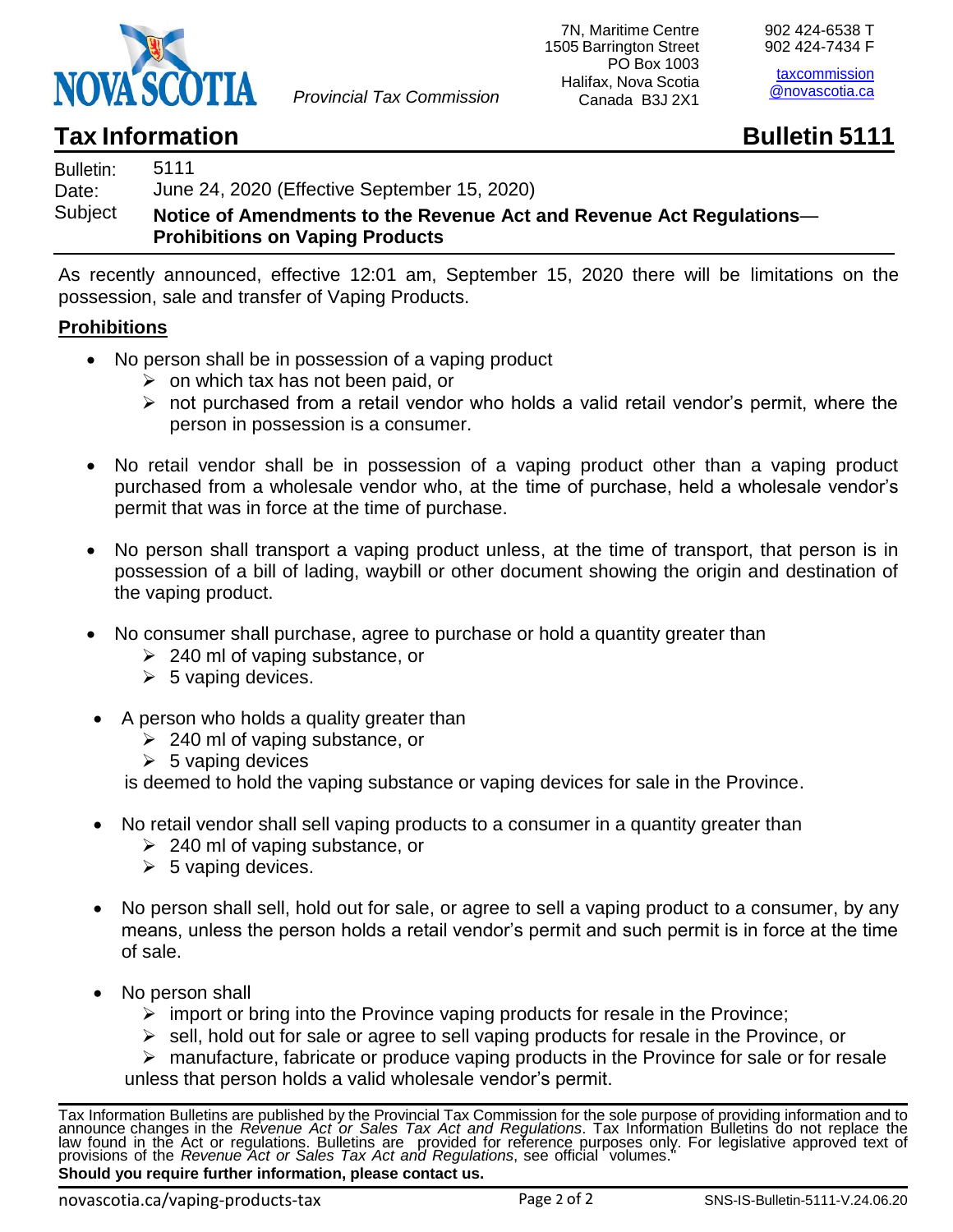Provincial Tax Commission

7N, Maritime Centre
1505 Barrington Street
PO Box 1003
Halifax, Nova Scotia
Canada B3J 2X1

902 424-6538 T
902 424-7434 F

taxcommission@novascotia.ca

# Tax Information — Bulletin 5111

| | |
|---|---|
| Bulletin: | 5111 |
| Date: | June 24, 2020 (Effective September 15, 2020) |
| Subject | **Notice of Amendments to the Revenue Act and Revenue Act Regulations— Prohibitions on Vaping Products** |

As recently announced, effective 12:01 am, September 15, 2020 there will be limitations on the possession, sale and transfer of Vaping Products.

## Prohibitions

- No person shall be in possession of a vaping product
  - on which tax has not been paid, or
  - not purchased from a retail vendor who holds a valid retail vendor's permit, where the person in possession is a consumer.
- No retail vendor shall be in possession of a vaping product other than a vaping product purchased from a wholesale vendor who, at the time of purchase, held a wholesale vendor's permit that was in force at the time of purchase.
- No person shall transport a vaping product unless, at the time of transport, that person is in possession of a bill of lading, waybill or other document showing the origin and destination of the vaping product.
- No consumer shall purchase, agree to purchase or hold a quantity greater than
  - 240 ml of vaping substance, or
  - 5 vaping devices.
- A person who holds a quality greater than
  - 240 ml of vaping substance, or
  - 5 vaping devices

  is deemed to hold the vaping substance or vaping devices for sale in the Province.
- No retail vendor shall sell vaping products to a consumer in a quantity greater than
  - 240 ml of vaping substance, or
  - 5 vaping devices.
- No person shall sell, hold out for sale, or agree to sell a vaping product to a consumer, by any means, unless the person holds a retail vendor's permit and such permit is in force at the time of sale.
- No person shall
  - import or bring into the Province vaping products for resale in the Province;
  - sell, hold out for sale or agree to sell vaping products for resale in the Province, or
  - manufacture, fabricate or produce vaping products in the Province for sale or for resale

  unless that person holds a valid wholesale vendor's permit.

Tax Information Bulletins are published by the Provincial Tax Commission for the sole purpose of providing information and to announce changes in the *Revenue Act or Sales Tax Act and Regulations*. Tax Information Bulletins do not replace the law found in the Act or regulations. Bulletins are provided for reference purposes only. For legislative approved text of provisions of the *Revenue Act or Sales Tax Act and Regulations*, see official volumes."

**Should you require further information, please contact us.**

novascotia.ca/vaping-products-tax

SNS-IS-Bulletin-5111-V.24.06.20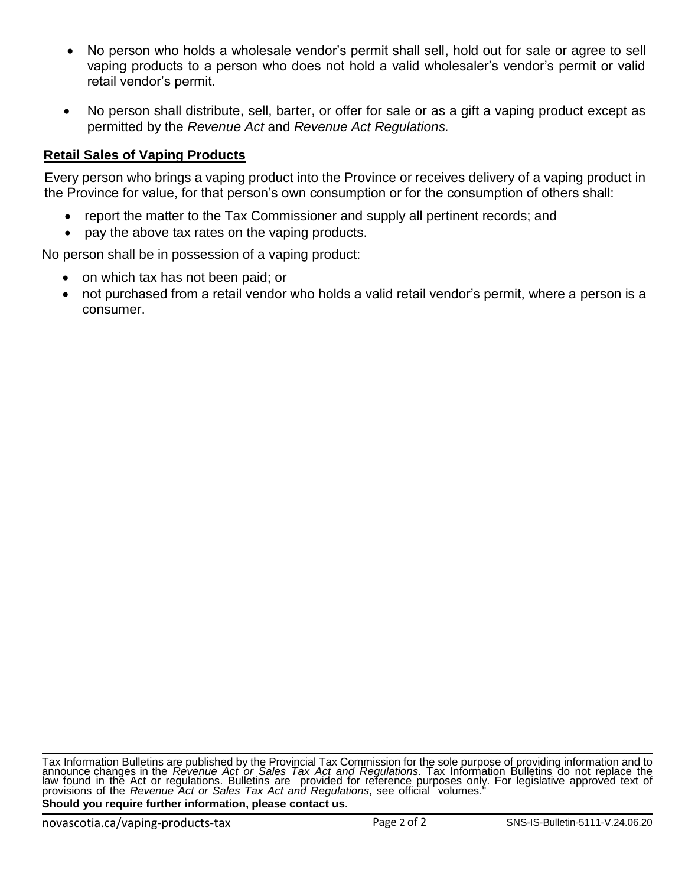- No person who holds a wholesale vendor's permit shall sell, hold out for sale or agree to sell vaping products to a person who does not hold a valid wholesaler's vendor's permit or valid retail vendor's permit.
- No person shall distribute, sell, barter, or offer for sale or as a gift a vaping product except as permitted by the *Revenue Act* and *Revenue Act Regulations.*

## Retail Sales of Vaping Products

Every person who brings a vaping product into the Province or receives delivery of a vaping product in the Province for value, for that person's own consumption or for the consumption of others shall:

- report the matter to the Tax Commissioner and supply all pertinent records; and
- pay the above tax rates on the vaping products.

No person shall be in possession of a vaping product:

- on which tax has not been paid; or
- not purchased from a retail vendor who holds a valid retail vendor's permit, where a person is a consumer.

---

Tax Information Bulletins are published by the Provincial Tax Commission for the sole purpose of providing information and to announce changes in the *Revenue Act or Sales Tax Act and Regulations*. Tax Information Bulletins do not replace the law found in the Act or regulations. Bulletins are provided for reference purposes only. For legislative approved text of provisions of the *Revenue Act or Sales Tax Act and Regulations*, see official volumes."

**Should you require further information, please contact us.**

novascotia.ca/vaping-products-tax SNS-IS-Bulletin-5111-V.24.06.20